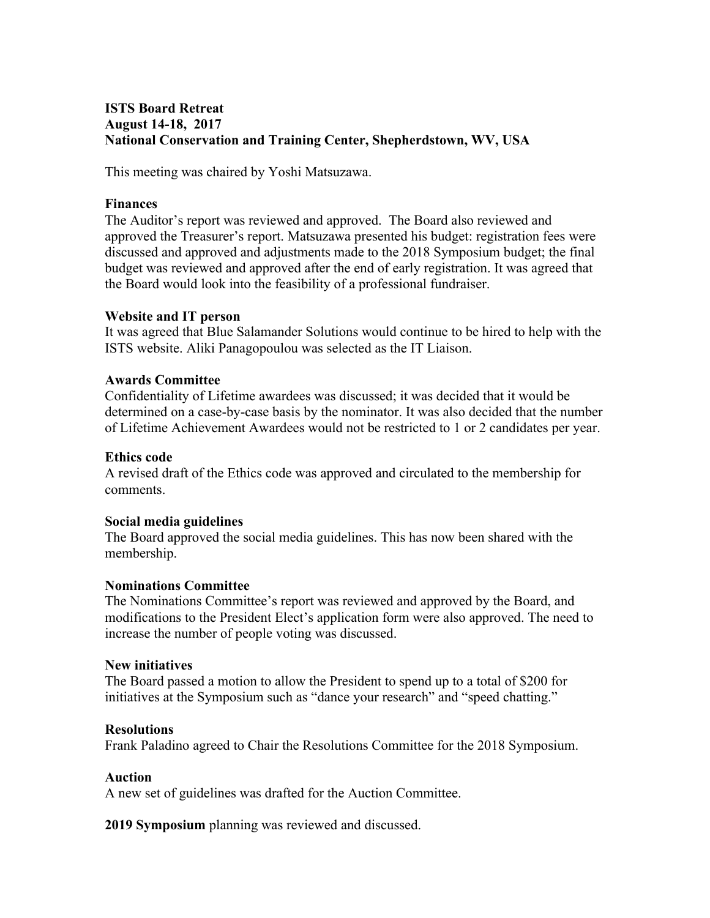**ISTS Board Retreat**
**August 14-18, 2017**
**National Conservation and Training Center, Shepherdstown, WV, USA**

This meeting was chaired by Yoshi Matsuzawa.

**Finances**

The Auditor's report was reviewed and approved. The Board also reviewed and approved the Treasurer's report. Matsuzawa presented his budget: registration fees were discussed and approved and adjustments made to the 2018 Symposium budget; the final budget was reviewed and approved after the end of early registration. It was agreed that the Board would look into the feasibility of a professional fundraiser.

**Website and IT person**

It was agreed that Blue Salamander Solutions would continue to be hired to help with the ISTS website. Aliki Panagopoulou was selected as the IT Liaison.

**Awards Committee**

Confidentiality of Lifetime awardees was discussed; it was decided that it would be determined on a case-by-case basis by the nominator. It was also decided that the number of Lifetime Achievement Awardees would not be restricted to 1 or 2 candidates per year.

**Ethics code**

A revised draft of the Ethics code was approved and circulated to the membership for comments.

**Social media guidelines**

The Board approved the social media guidelines. This has now been shared with the membership.

**Nominations Committee**

The Nominations Committee's report was reviewed and approved by the Board, and modifications to the President Elect's application form were also approved. The need to increase the number of people voting was discussed.

**New initiatives**

The Board passed a motion to allow the President to spend up to a total of $200 for initiatives at the Symposium such as "dance your research" and "speed chatting."

**Resolutions**

Frank Paladino agreed to Chair the Resolutions Committee for the 2018 Symposium.

**Auction**

A new set of guidelines was drafted for the Auction Committee.

**2019 Symposium** planning was reviewed and discussed.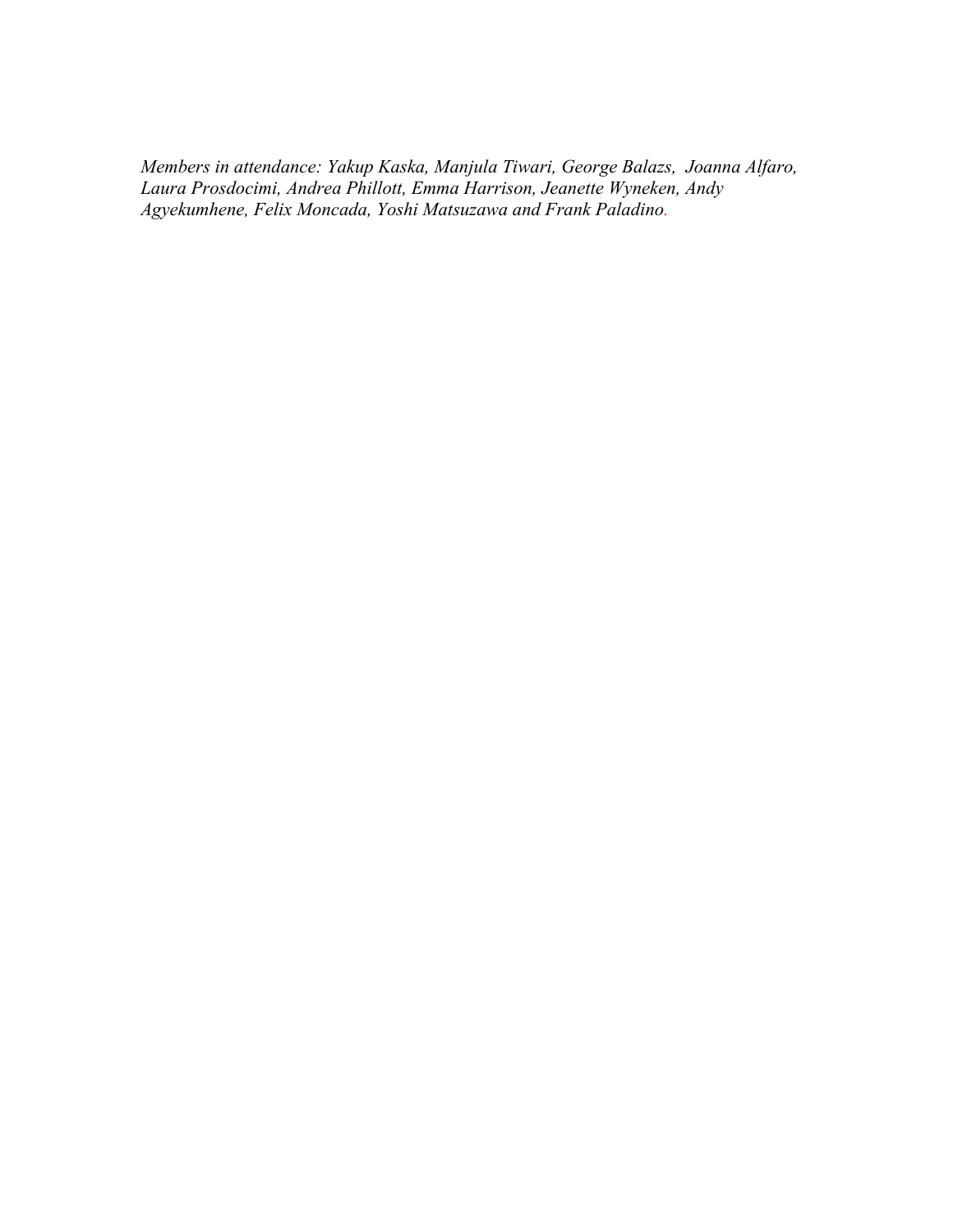*Members in attendance: Yakup Kaska, Manjula Tiwari, George Balazs, Joanna Alfaro, Laura Prosdocimi, Andrea Phillott, Emma Harrison, Jeanette Wyneken, Andy Agyekumhene, Felix Moncada, Yoshi Matsuzawa and Frank Paladino.*